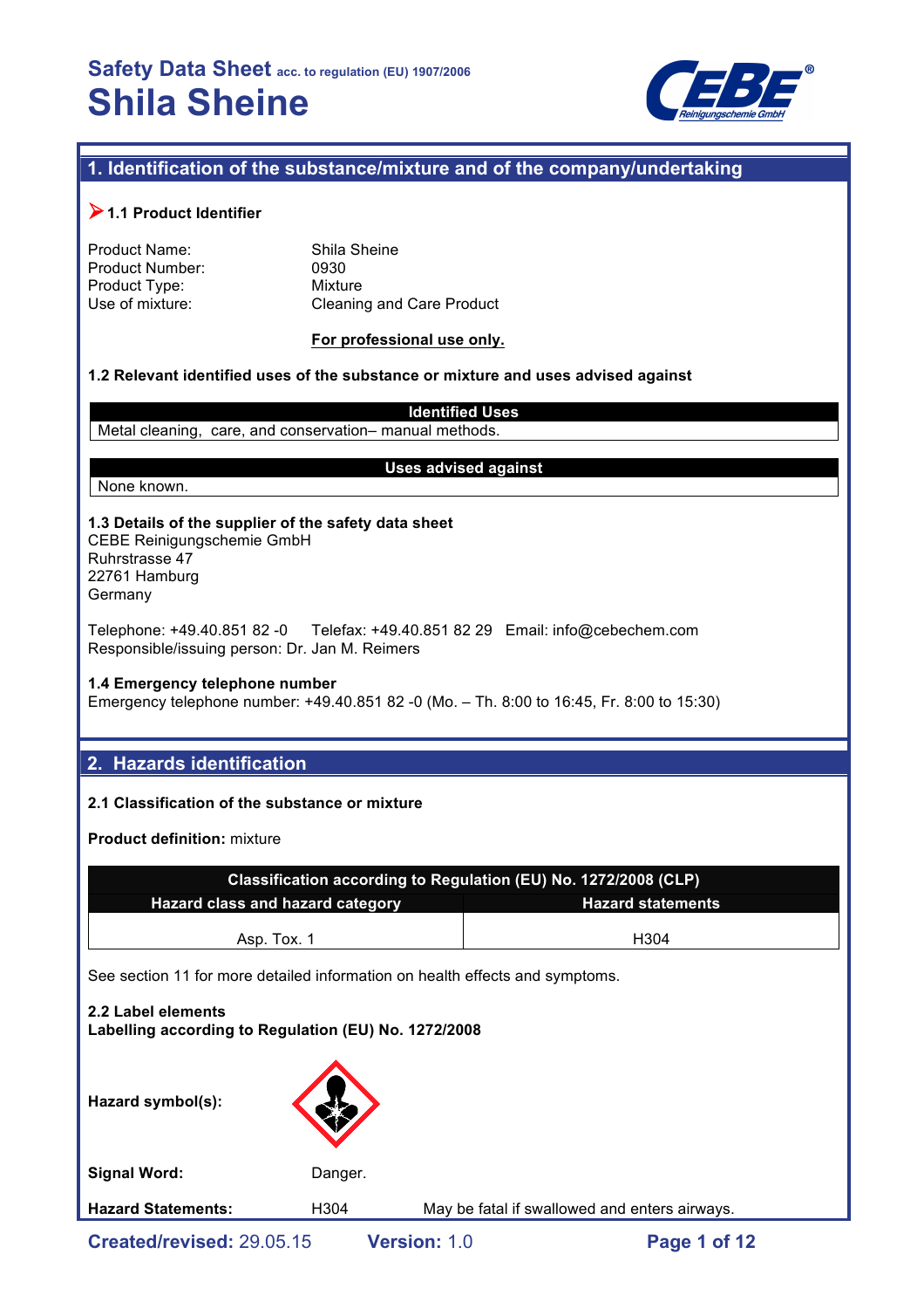# Safety Data Sheet acc. to regulation (EU) 1907/2006
# Shila Sheine

## 1. Identification of the substance/mixture and of the company/undertaking

### ➤ 1.1 Product Identifier

Product Name: Shila Sheine
Product Number: 0930
Product Type: Mixture
Use of mixture: Cleaning and Care Product

**For professional use only.**

### 1.2 Relevant identified uses of the substance or mixture and uses advised against

| Identified Uses |
|---|
| Metal cleaning, care, and conservation– manual methods. |

| Uses advised against |
|---|
| None known. |

### 1.3 Details of the supplier of the safety data sheet

CEBE Reinigungschemie GmbH
Ruhrstrasse 47
22761 Hamburg
Germany

Telephone: +49.40.851 82 -0 Telefax: +49.40.851 82 29 Email: info@cebechem.com
Responsible/issuing person: Dr. Jan M. Reimers

### 1.4 Emergency telephone number

Emergency telephone number: +49.40.851 82 -0 (Mo. – Th. 8:00 to 16:45, Fr. 8:00 to 15:30)

## 2. Hazards identification

### 2.1 Classification of the substance or mixture

**Product definition:** mixture

| Classification according to Regulation (EU) No. 1272/2008 (CLP) | |
|---|---|
| **Hazard class and hazard category** | **Hazard statements** |
| Asp. Tox. 1 | H304 |

See section 11 for more detailed information on health effects and symptoms.

### 2.2 Label elements
**Labelling according to Regulation (EU) No. 1272/2008**

**Hazard symbol(s):**

**Signal Word:** Danger.

**Hazard Statements:** H304 May be fatal if swallowed and enters airways.

Created/revised: 29.05.15 Version: 1.0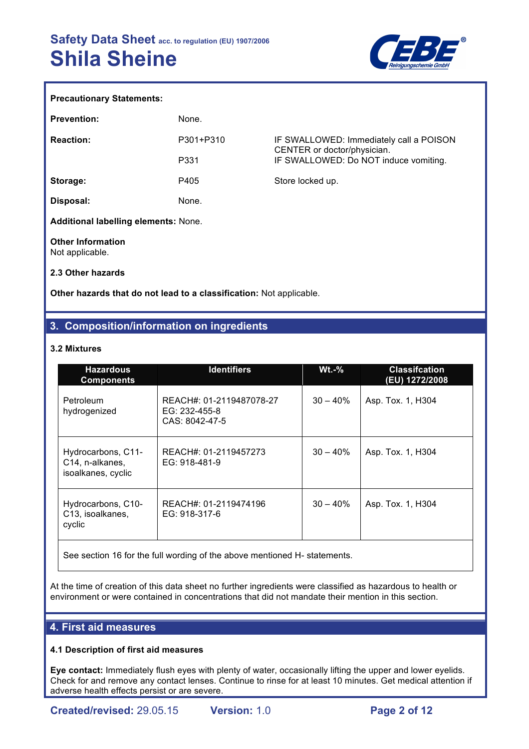**Precautionary Statements:**

| | | |
|---|---|---|
| **Prevention:** | None. | |
| **Reaction:** | P301+P310 | IF SWALLOWED: Immediately call a POISON CENTER or doctor/physician. |
| | P331 | IF SWALLOWED: Do NOT induce vomiting. |
| **Storage:** | P405 | Store locked up. |
| **Disposal:** | None. | |

**Additional labelling elements:** None.

**Other Information**
Not applicable.

**2.3 Other hazards**

**Other hazards that do not lead to a classification:** Not applicable.

## 3. Composition/information on ingredients

### 3.2 Mixtures

| Hazardous Components | Identifiers | Wt.-% | Classifcation (EU) 1272/2008 |
|---|---|---|---|
| Petroleum hydrogenized | REACH#: 01-2119487078-27<br>EG: 232-455-8<br>CAS: 8042-47-5 | 30 – 40% | Asp. Tox. 1, H304 |
| Hydrocarbons, C11-C14, n-alkanes, isoalkanes, cyclic | REACH#: 01-2119457273<br>EG: 918-481-9 | 30 – 40% | Asp. Tox. 1, H304 |
| Hydrocarbons, C10-C13, isoalkanes, cyclic | REACH#: 01-2119474196<br>EG: 918-317-6 | 30 – 40% | Asp. Tox. 1, H304 |
| See section 16 for the full wording of the above mentioned H- statements. | | | |

At the time of creation of this data sheet no further ingredients were classified as hazardous to health or environment or were contained in concentrations that did not mandate their mention in this section.

## 4. First aid measures

### 4.1 Description of first aid measures

**Eye contact:** Immediately flush eyes with plenty of water, occasionally lifting the upper and lower eyelids. Check for and remove any contact lenses. Continue to rinse for at least 10 minutes. Get medical attention if adverse health effects persist or are severe.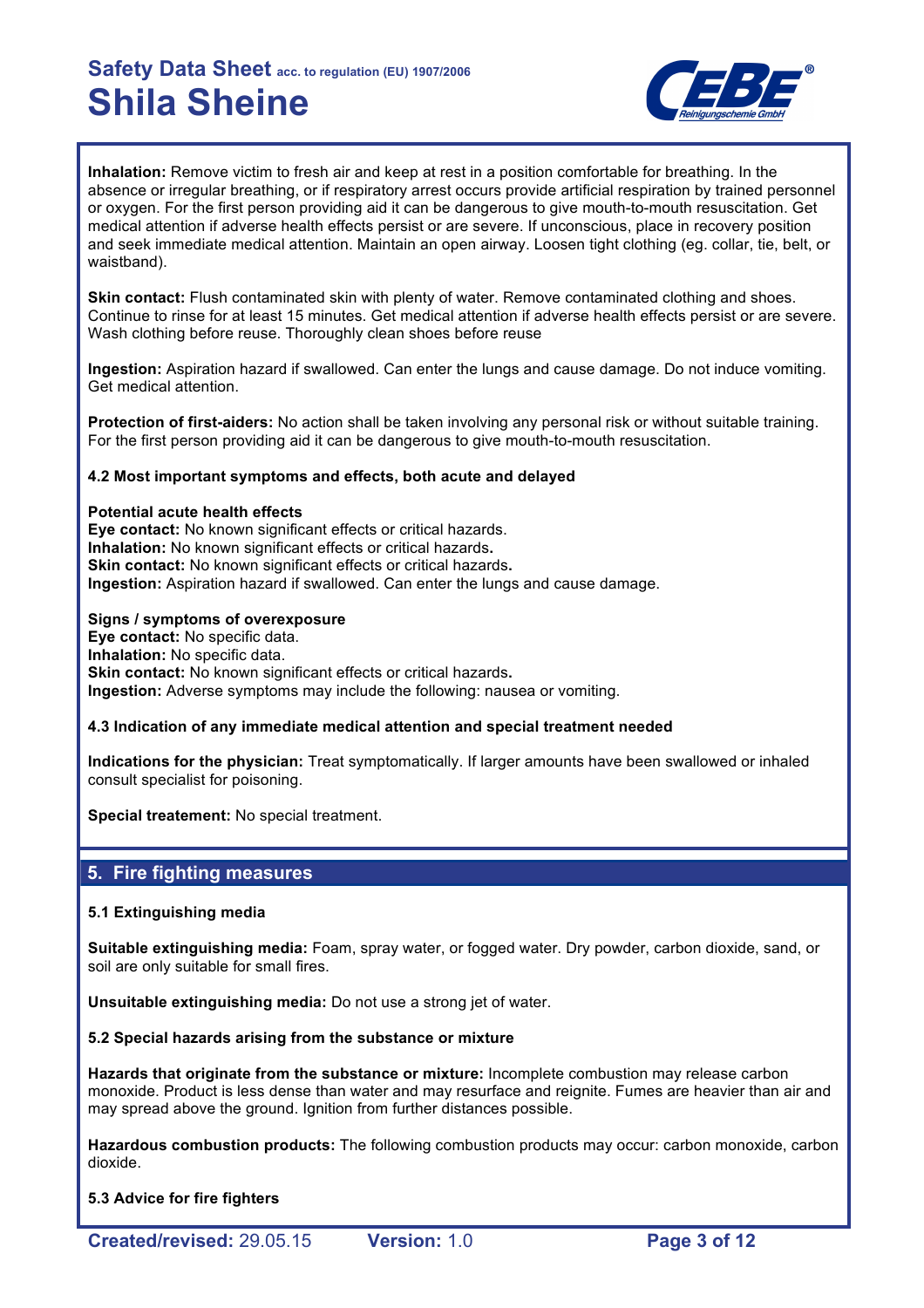**Inhalation:** Remove victim to fresh air and keep at rest in a position comfortable for breathing. In the absence or irregular breathing, or if respiratory arrest occurs provide artificial respiration by trained personnel or oxygen. For the first person providing aid it can be dangerous to give mouth-to-mouth resuscitation. Get medical attention if adverse health effects persist or are severe. If unconscious, place in recovery position and seek immediate medical attention. Maintain an open airway. Loosen tight clothing (eg. collar, tie, belt, or waistband).

**Skin contact:** Flush contaminated skin with plenty of water. Remove contaminated clothing and shoes. Continue to rinse for at least 15 minutes. Get medical attention if adverse health effects persist or are severe. Wash clothing before reuse. Thoroughly clean shoes before reuse

**Ingestion:** Aspiration hazard if swallowed. Can enter the lungs and cause damage. Do not induce vomiting. Get medical attention.

**Protection of first-aiders:** No action shall be taken involving any personal risk or without suitable training. For the first person providing aid it can be dangerous to give mouth-to-mouth resuscitation.

### 4.2 Most important symptoms and effects, both acute and delayed

**Potential acute health effects**
**Eye contact:** No known significant effects or critical hazards.
**Inhalation:** No known significant effects or critical hazards.
**Skin contact:** No known significant effects or critical hazards.
**Ingestion:** Aspiration hazard if swallowed. Can enter the lungs and cause damage.

**Signs / symptoms of overexposure**
**Eye contact:** No specific data.
**Inhalation:** No specific data.
**Skin contact:** No known significant effects or critical hazards.
**Ingestion:** Adverse symptoms may include the following: nausea or vomiting.

### 4.3 Indication of any immediate medical attention and special treatment needed

**Indications for the physician:** Treat symptomatically. If larger amounts have been swallowed or inhaled consult specialist for poisoning.

**Special treatement:** No special treatment.

## 5. Fire fighting measures

### 5.1 Extinguishing media

**Suitable extinguishing media:** Foam, spray water, or fogged water. Dry powder, carbon dioxide, sand, or soil are only suitable for small fires.

**Unsuitable extinguishing media:** Do not use a strong jet of water.

### 5.2 Special hazards arising from the substance or mixture

**Hazards that originate from the substance or mixture:** Incomplete combustion may release carbon monoxide. Product is less dense than water and may resurface and reignite. Fumes are heavier than air and may spread above the ground. Ignition from further distances possible.

**Hazardous combustion products:** The following combustion products may occur: carbon monoxide, carbon dioxide.

### 5.3 Advice for fire fighters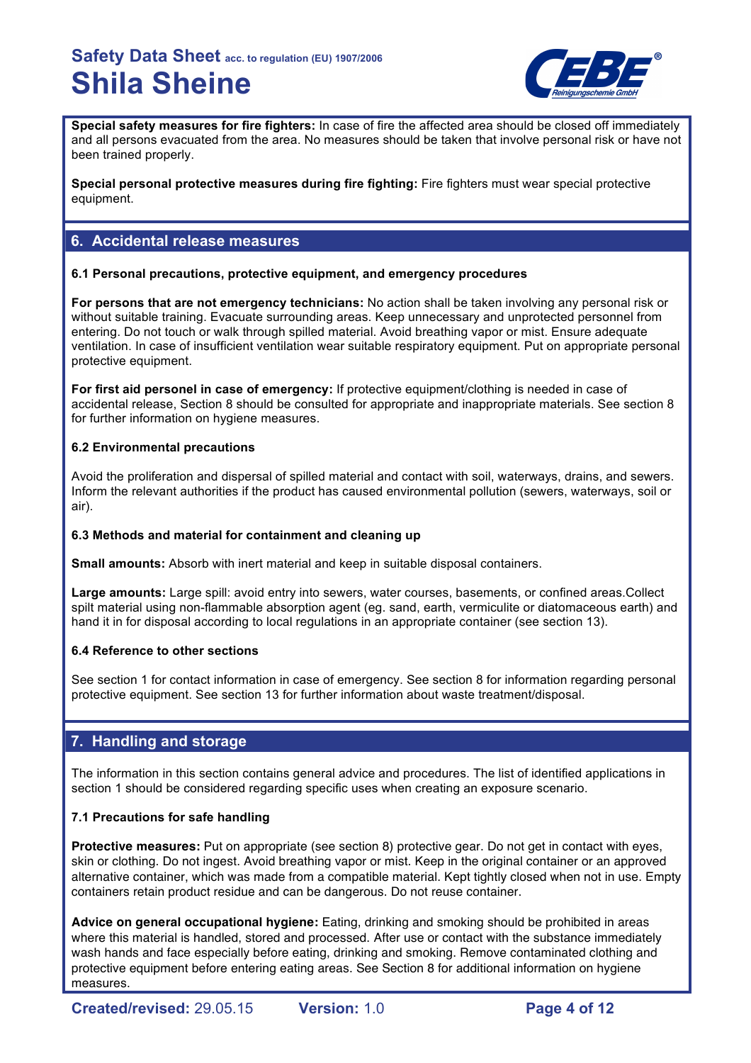**Special safety measures for fire fighters:** In case of fire the affected area should be closed off immediately and all persons evacuated from the area. No measures should be taken that involve personal risk or have not been trained properly.

**Special personal protective measures during fire fighting:** Fire fighters must wear special protective equipment.

## 6. Accidental release measures

### 6.1 Personal precautions, protective equipment, and emergency procedures

**For persons that are not emergency technicians:** No action shall be taken involving any personal risk or without suitable training. Evacuate surrounding areas. Keep unnecessary and unprotected personnel from entering. Do not touch or walk through spilled material. Avoid breathing vapor or mist. Ensure adequate ventilation. In case of insufficient ventilation wear suitable respiratory equipment. Put on appropriate personal protective equipment.

**For first aid personel in case of emergency:** If protective equipment/clothing is needed in case of accidental release, Section 8 should be consulted for appropriate and inappropriate materials. See section 8 for further information on hygiene measures.

### 6.2 Environmental precautions

Avoid the proliferation and dispersal of spilled material and contact with soil, waterways, drains, and sewers. Inform the relevant authorities if the product has caused environmental pollution (sewers, waterways, soil or air).

### 6.3 Methods and material for containment and cleaning up

**Small amounts:** Absorb with inert material and keep in suitable disposal containers.

**Large amounts:** Large spill: avoid entry into sewers, water courses, basements, or confined areas.Collect spilt material using non-flammable absorption agent (eg. sand, earth, vermiculite or diatomaceous earth) and hand it in for disposal according to local regulations in an appropriate container (see section 13).

### 6.4 Reference to other sections

See section 1 for contact information in case of emergency. See section 8 for information regarding personal protective equipment. See section 13 for further information about waste treatment/disposal.

## 7. Handling and storage

The information in this section contains general advice and procedures. The list of identified applications in section 1 should be considered regarding specific uses when creating an exposure scenario.

### 7.1 Precautions for safe handling

**Protective measures:** Put on appropriate (see section 8) protective gear. Do not get in contact with eyes, skin or clothing. Do not ingest. Avoid breathing vapor or mist. Keep in the original container or an approved alternative container, which was made from a compatible material. Kept tightly closed when not in use. Empty containers retain product residue and can be dangerous. Do not reuse container.

**Advice on general occupational hygiene:** Eating, drinking and smoking should be prohibited in areas where this material is handled, stored and processed. After use or contact with the substance immediately wash hands and face especially before eating, drinking and smoking. Remove contaminated clothing and protective equipment before entering eating areas. See Section 8 for additional information on hygiene measures.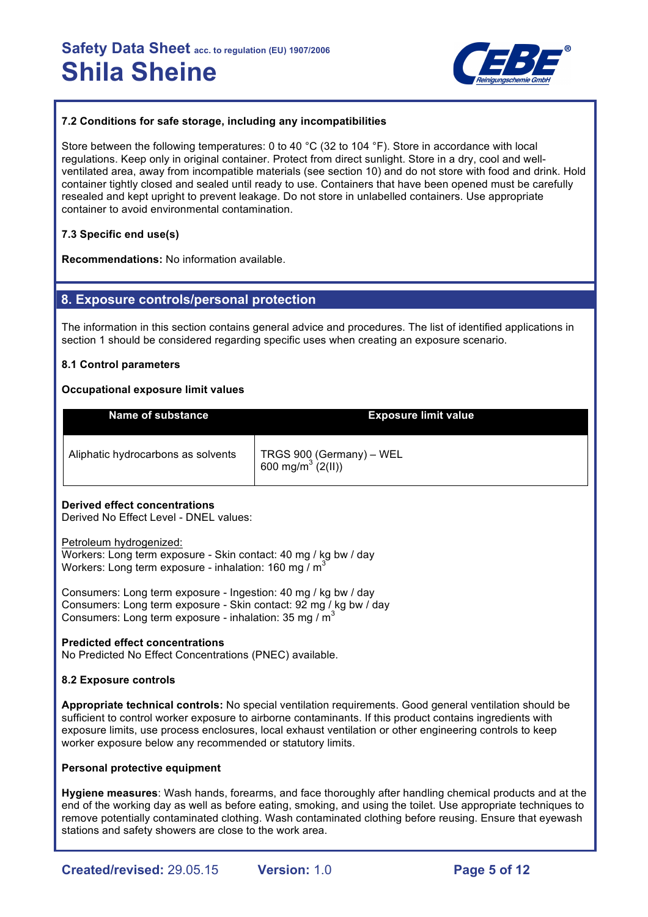### 7.2 Conditions for safe storage, including any incompatibilities

Store between the following temperatures: 0 to 40 °C (32 to 104 °F). Store in accordance with local regulations. Keep only in original container. Protect from direct sunlight. Store in a dry, cool and well-ventilated area, away from incompatible materials (see section 10) and do not store with food and drink. Hold container tightly closed and sealed until ready to use. Containers that have been opened must be carefully resealed and kept upright to prevent leakage. Do not store in unlabelled containers. Use appropriate container to avoid environmental contamination.

### 7.3 Specific end use(s)

**Recommendations:** No information available.

## 8. Exposure controls/personal protection

The information in this section contains general advice and procedures. The list of identified applications in section 1 should be considered regarding specific uses when creating an exposure scenario.

### 8.1 Control parameters

**Occupational exposure limit values**

| Name of substance | Exposure limit value |
|---|---|
| Aliphatic hydrocarbons as solvents | TRGS 900 (Germany) – WEL 600 $mg/m^3$ (2(II)) |

**Derived effect concentrations**
Derived No Effect Level - DNEL values:

Petroleum hydrogenized:
Workers: Long term exposure - Skin contact: 40 mg / kg bw / day
Workers: Long term exposure - inhalation: 160 mg / $m^3$

Consumers: Long term exposure - Ingestion: 40 mg / kg bw / day
Consumers: Long term exposure - Skin contact: 92 mg / kg bw / day
Consumers: Long term exposure - inhalation: 35 mg / $m^3$

**Predicted effect concentrations**
No Predicted No Effect Concentrations (PNEC) available.

### 8.2 Exposure controls

**Appropriate technical controls:** No special ventilation requirements. Good general ventilation should be sufficient to control worker exposure to airborne contaminants. If this product contains ingredients with exposure limits, use process enclosures, local exhaust ventilation or other engineering controls to keep worker exposure below any recommended or statutory limits.

**Personal protective equipment**

**Hygiene measures**: Wash hands, forearms, and face thoroughly after handling chemical products and at the end of the working day as well as before eating, smoking, and using the toilet. Use appropriate techniques to remove potentially contaminated clothing. Wash contaminated clothing before reusing. Ensure that eyewash stations and safety showers are close to the work area.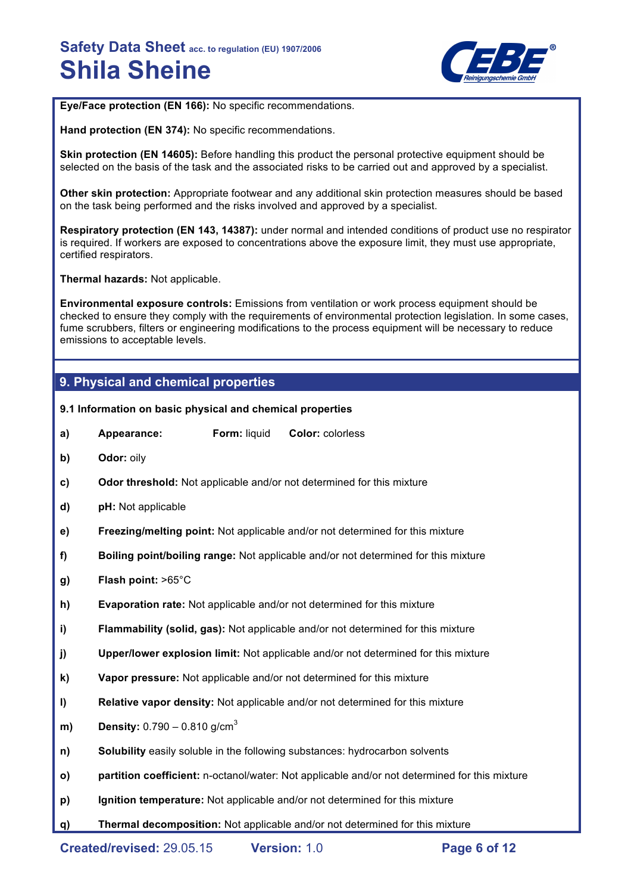**Eye/Face protection (EN 166):** No specific recommendations.

**Hand protection (EN 374):** No specific recommendations.

**Skin protection (EN 14605):** Before handling this product the personal protective equipment should be selected on the basis of the task and the associated risks to be carried out and approved by a specialist.

**Other skin protection:** Appropriate footwear and any additional skin protection measures should be based on the task being performed and the risks involved and approved by a specialist.

**Respiratory protection (EN 143, 14387):** under normal and intended conditions of product use no respirator is required. If workers are exposed to concentrations above the exposure limit, they must use appropriate, certified respirators.

**Thermal hazards:** Not applicable.

**Environmental exposure controls:** Emissions from ventilation or work process equipment should be checked to ensure they comply with the requirements of environmental protection legislation. In some cases, fume scrubbers, filters or engineering modifications to the process equipment will be necessary to reduce emissions to acceptable levels.

## 9. Physical and chemical properties

**9.1 Information on basic physical and chemical properties**

**a)** **Appearance:** **Form:** liquid **Color:** colorless

**b)** **Odor:** oily

**c)** **Odor threshold:** Not applicable and/or not determined for this mixture

**d)** **pH:** Not applicable

**e)** **Freezing/melting point:** Not applicable and/or not determined for this mixture

**f)** **Boiling point/boiling range:** Not applicable and/or not determined for this mixture

**g)** **Flash point:** >65°C

**h)** **Evaporation rate:** Not applicable and/or not determined for this mixture

**i)** **Flammability (solid, gas):** Not applicable and/or not determined for this mixture

**j)** **Upper/lower explosion limit:** Not applicable and/or not determined for this mixture

**k)** **Vapor pressure:** Not applicable and/or not determined for this mixture

**l)** **Relative vapor density:** Not applicable and/or not determined for this mixture

**m)** **Density:** 0.790 – 0.810 g/cm$^3$

**n)** **Solubility** easily soluble in the following substances: hydrocarbon solvents

**o)** **partition coefficient:** n-octanol/water: Not applicable and/or not determined for this mixture

**p)** **Ignition temperature:** Not applicable and/or not determined for this mixture

**q)** **Thermal decomposition:** Not applicable and/or not determined for this mixture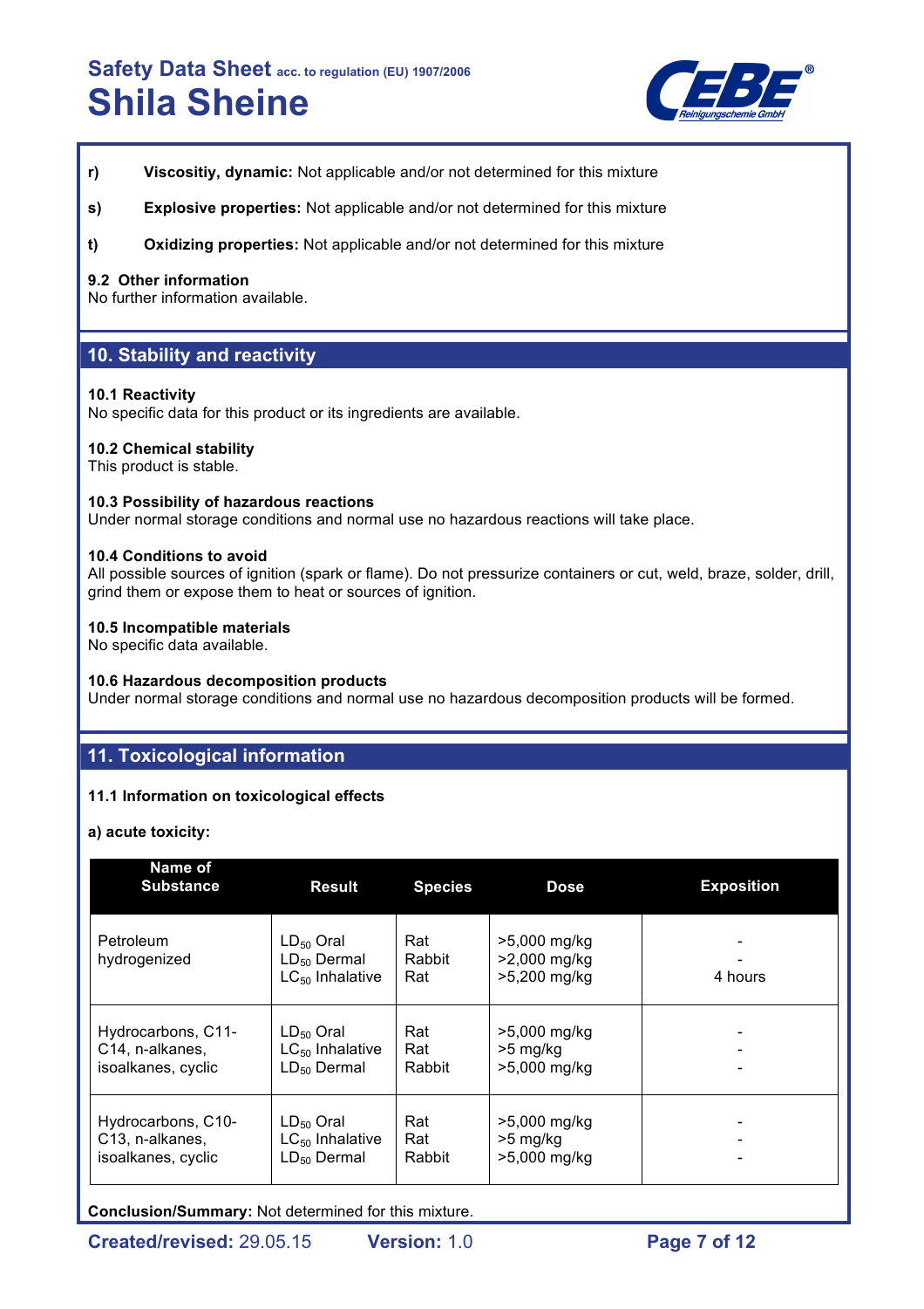**r)** **Viscositiy, dynamic:** Not applicable and/or not determined for this mixture

**s)** **Explosive properties:** Not applicable and/or not determined for this mixture

**t)** **Oxidizing properties:** Not applicable and/or not determined for this mixture

**9.2 Other information**
No further information available.

## 10. Stability and reactivity

**10.1 Reactivity**
No specific data for this product or its ingredients are available.

**10.2 Chemical stability**
This product is stable.

**10.3 Possibility of hazardous reactions**
Under normal storage conditions and normal use no hazardous reactions will take place.

**10.4 Conditions to avoid**
All possible sources of ignition (spark or flame). Do not pressurize containers or cut, weld, braze, solder, drill, grind them or expose them to heat or sources of ignition.

**10.5 Incompatible materials**
No specific data available.

**10.6 Hazardous decomposition products**
Under normal storage conditions and normal use no hazardous decomposition products will be formed.

## 11. Toxicological information

**11.1 Information on toxicological effects**

**a) acute toxicity:**

| Name of Substance | Result | Species | Dose | Exposition |
|---|---|---|---|---|
| Petroleum hydrogenized | $LD_{50}$ Oral<br>$LD_{50}$ Dermal<br>$LC_{50}$ Inhalative | Rat<br>Rabbit<br>Rat | >5,000 mg/kg<br>>2,000 mg/kg<br>>5,200 mg/kg | -<br>-<br>4 hours |
| Hydrocarbons, C11-C14, n-alkanes, isoalkanes, cyclic | $LD_{50}$ Oral<br>$LC_{50}$ Inhalative<br>$LD_{50}$ Dermal | Rat<br>Rat<br>Rabbit | >5,000 mg/kg<br>>5 mg/kg<br>>5,000 mg/kg | -<br>-<br>- |
| Hydrocarbons, C10-C13, n-alkanes, isoalkanes, cyclic | $LD_{50}$ Oral<br>$LC_{50}$ Inhalative<br>$LD_{50}$ Dermal | Rat<br>Rat<br>Rabbit | >5,000 mg/kg<br>>5 mg/kg<br>>5,000 mg/kg | -<br>-<br>- |

**Conclusion/Summary:** Not determined for this mixture.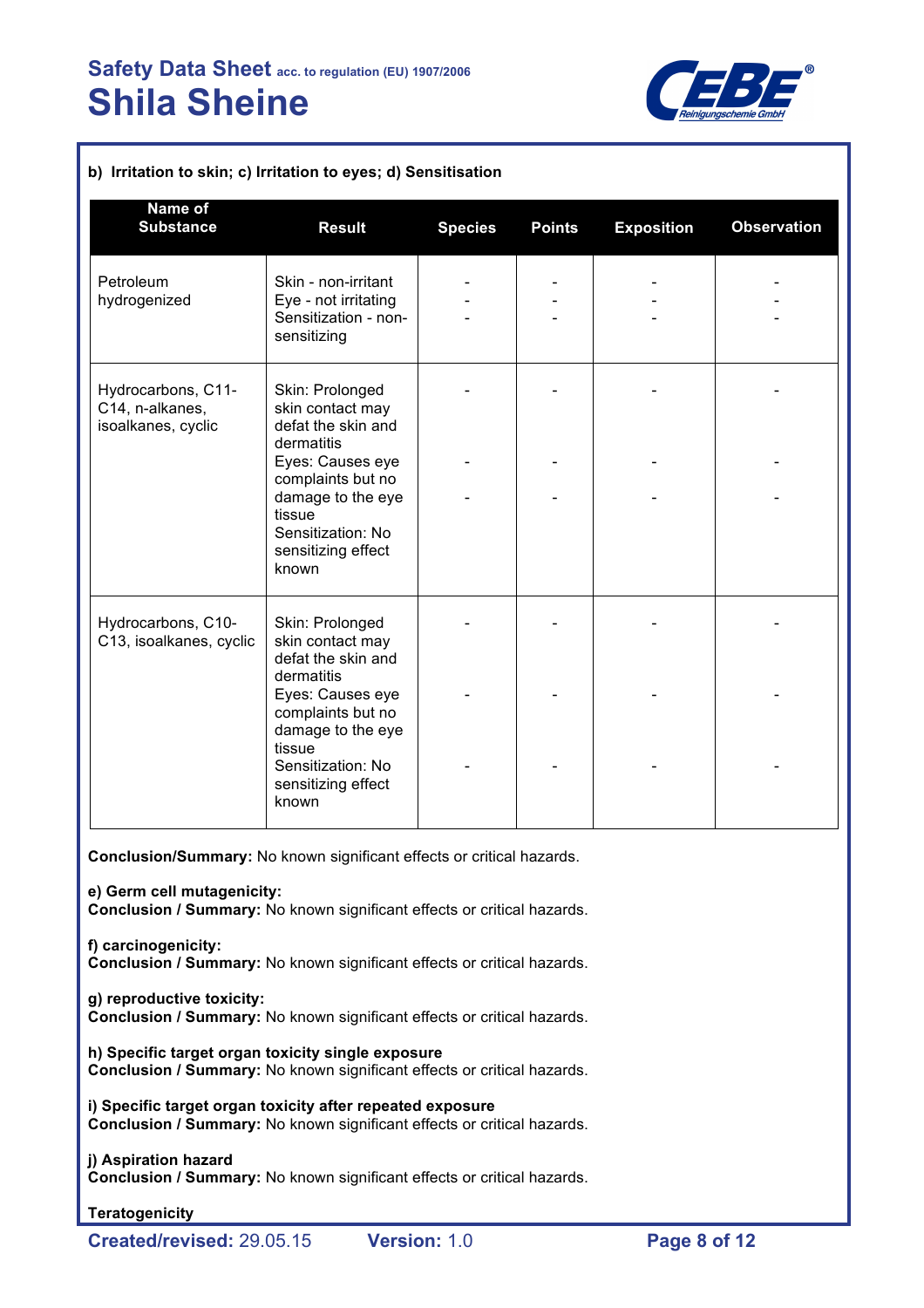**b) Irritation to skin; c) Irritation to eyes; d) Sensitisation**

| Name of Substance | Result | Species | Points | Exposition | Observation |
|---|---|---|---|---|---|
| Petroleum hydrogenized | Skin - non-irritant<br>Eye - not irritating<br>Sensitization - non-sensitizing | -<br>-<br>- | -<br>-<br>- | -<br>-<br>- | -<br>-<br>- |
| Hydrocarbons, C11-C14, n-alkanes, isoalkanes, cyclic | Skin: Prolonged skin contact may defat the skin and dermatitis<br>Eyes: Causes eye complaints but no damage to the eye tissue<br>Sensitization: No sensitizing effect known | -<br>-<br>- | -<br>-<br>- | -<br>-<br>- | -<br>-<br>- |
| Hydrocarbons, C10-C13, isoalkanes, cyclic | Skin: Prolonged skin contact may defat the skin and dermatitis<br>Eyes: Causes eye complaints but no damage to the eye tissue<br>Sensitization: No sensitizing effect known | -<br>-<br>- | -<br>-<br>- | -<br>-<br>- | -<br>-<br>- |

**Conclusion/Summary:** No known significant effects or critical hazards.

**e) Germ cell mutagenicity:**
**Conclusion / Summary:** No known significant effects or critical hazards.

**f) carcinogenicity:**
**Conclusion / Summary:** No known significant effects or critical hazards.

**g) reproductive toxicity:**
**Conclusion / Summary:** No known significant effects or critical hazards.

**h) Specific target organ toxicity single exposure**
**Conclusion / Summary:** No known significant effects or critical hazards.

**i) Specific target organ toxicity after repeated exposure**
**Conclusion / Summary:** No known significant effects or critical hazards.

**j) Aspiration hazard**
**Conclusion / Summary:** No known significant effects or critical hazards.

**Teratogenicity**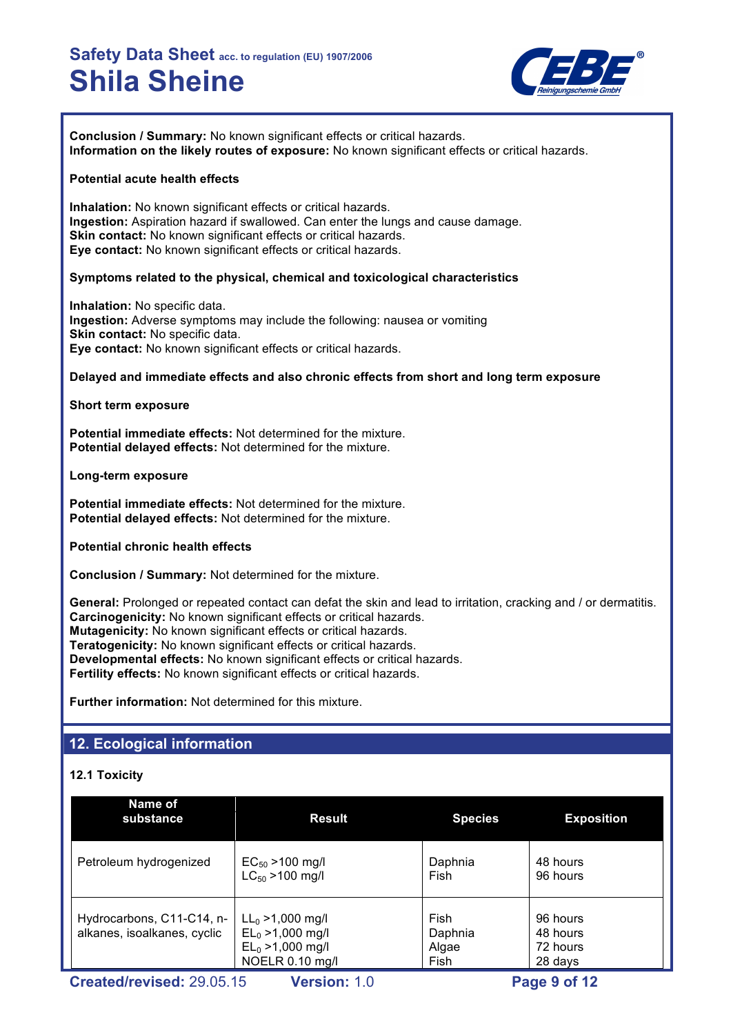**Conclusion / Summary:** No known significant effects or critical hazards.
**Information on the likely routes of exposure:** No known significant effects or critical hazards.

**Potential acute health effects**

**Inhalation:** No known significant effects or critical hazards.
**Ingestion:** Aspiration hazard if swallowed. Can enter the lungs and cause damage.
**Skin contact:** No known significant effects or critical hazards.
**Eye contact:** No known significant effects or critical hazards.

**Symptoms related to the physical, chemical and toxicological characteristics**

**Inhalation:** No specific data.
**Ingestion:** Adverse symptoms may include the following: nausea or vomiting
**Skin contact:** No specific data.
**Eye contact:** No known significant effects or critical hazards.

**Delayed and immediate effects and also chronic effects from short and long term exposure**

**Short term exposure**

**Potential immediate effects:** Not determined for the mixture.
**Potential delayed effects:** Not determined for the mixture.

**Long-term exposure**

**Potential immediate effects:** Not determined for the mixture.
**Potential delayed effects:** Not determined for the mixture.

**Potential chronic health effects**

**Conclusion / Summary:** Not determined for the mixture.

**General:** Prolonged or repeated contact can defat the skin and lead to irritation, cracking and / or dermatitis.
**Carcinogenicity:** No known significant effects or critical hazards.
**Mutagenicity:** No known significant effects or critical hazards.
**Teratogenicity:** No known significant effects or critical hazards.
**Developmental effects:** No known significant effects or critical hazards.
**Fertility effects:** No known significant effects or critical hazards.

**Further information:** Not determined for this mixture.

## 12. Ecological information

**12.1 Toxicity**

| Name of substance | Result | Species | Exposition |
|---|---|---|---|
| Petroleum hydrogenized | $EC_{50}$ >100 mg/l<br>$LC_{50}$ >100 mg/l | Daphnia<br>Fish | 48 hours<br>96 hours |
| Hydrocarbons, C11-C14, n-alkanes, isoalkanes, cyclic | $LL_0$ >1,000 mg/l<br>$EL_0$ >1,000 mg/l<br>$EL_0$ >1,000 mg/l<br>NOELR 0.10 mg/l | Fish<br>Daphnia<br>Algae<br>Fish | 96 hours<br>48 hours<br>72 hours<br>28 days |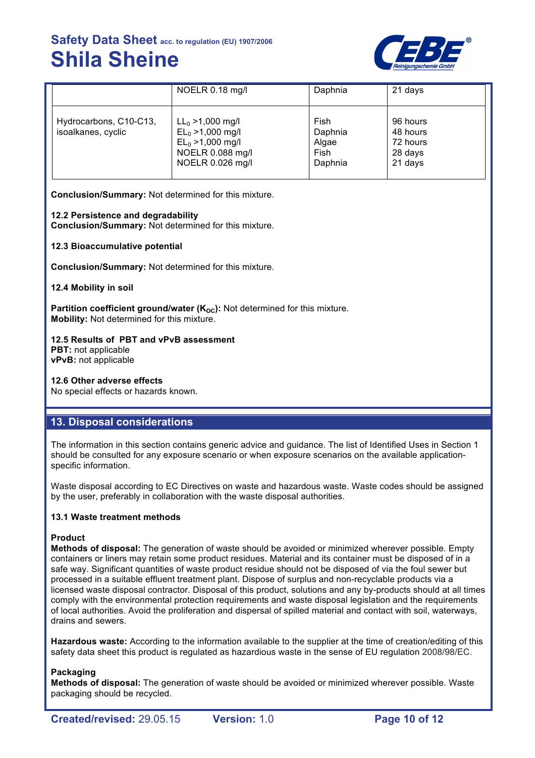| | NOELR 0.18 mg/l | Daphnia | 21 days |
|---|---|---|---|
| Hydrocarbons, C10-C13, isoalkanes, cyclic | $LL_0$ >1,000 mg/l<br>$EL_0$ >1,000 mg/l<br>$EL_0$ >1,000 mg/l<br>NOELR 0.088 mg/l<br>NOELR 0.026 mg/l | Fish<br>Daphnia<br>Algae<br>Fish<br>Daphnia | 96 hours<br>48 hours<br>72 hours<br>28 days<br>21 days |

**Conclusion/Summary:** Not determined for this mixture.

**12.2 Persistence and degradability**
**Conclusion/Summary:** Not determined for this mixture.

**12.3 Bioaccumulative potential**

**Conclusion/Summary:** Not determined for this mixture.

**12.4 Mobility in soil**

**Partition coefficient ground/water ($K_{OC}$):** Not determined for this mixture.
**Mobility:** Not determined for this mixture.

**12.5 Results of PBT and vPvB assessment**
**PBT:** not applicable
**vPvB:** not applicable

**12.6 Other adverse effects**
No special effects or hazards known.

## 13. Disposal considerations

The information in this section contains generic advice and guidance. The list of Identified Uses in Section 1 should be consulted for any exposure scenario or when exposure scenarios on the available application-specific information.

Waste disposal according to EC Directives on waste and hazardous waste. Waste codes should be assigned by the user, preferably in collaboration with the waste disposal authorities.

**13.1 Waste treatment methods**

**Product**
**Methods of disposal:** The generation of waste should be avoided or minimized wherever possible. Empty containers or liners may retain some product residues. Material and its container must be disposed of in a safe way. Significant quantities of waste product residue should not be disposed of via the foul sewer but processed in a suitable effluent treatment plant. Dispose of surplus and non-recyclable products via a licensed waste disposal contractor. Disposal of this product, solutions and any by-products should at all times comply with the environmental protection requirements and waste disposal legislation and the requirements of local authorities. Avoid the proliferation and dispersal of spilled material and contact with soil, waterways, drains and sewers.

**Hazardous waste:** According to the information available to the supplier at the time of creation/editing of this safety data sheet this product is regulated as hazardious waste in the sense of EU regulation 2008/98/EC.

**Packaging**
**Methods of disposal:** The generation of waste should be avoided or minimized wherever possible. Waste packaging should be recycled.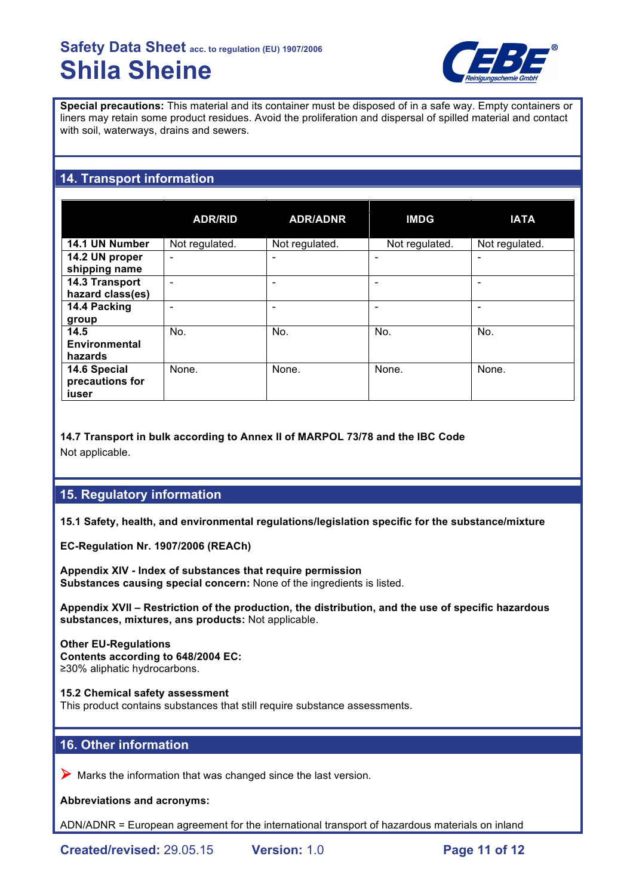**Special precautions:** This material and its container must be disposed of in a safe way. Empty containers or liners may retain some product residues. Avoid the proliferation and dispersal of spilled material and contact with soil, waterways, drains and sewers.

## 14. Transport information

| | ADR/RID | ADR/ADNR | IMDG | IATA |
|---|---|---|---|---|
| **14.1 UN Number** | Not regulated. | Not regulated. | Not regulated. | Not regulated. |
| **14.2 UN proper shipping name** | - | - | - | - |
| **14.3 Transport hazard class(es)** | - | - | - | - |
| **14.4 Packing group** | - | - | - | - |
| **14.5 Environmental hazards** | No. | No. | No. | No. |
| **14.6 Special precautions for iuser** | None. | None. | None. | None. |

**14.7 Transport in bulk according to Annex II of MARPOL 73/78 and the IBC Code**
Not applicable.

## 15. Regulatory information

**15.1 Safety, health, and environmental regulations/legislation specific for the substance/mixture**

**EC-Regulation Nr. 1907/2006 (REACh)**

**Appendix XIV - Index of substances that require permission**
**Substances causing special concern:** None of the ingredients is listed.

**Appendix XVII – Restriction of the production, the distribution, and the use of specific hazardous substances, mixtures, ans products:** Not applicable.

**Other EU-Regulations**
**Contents according to 648/2004 EC:**
≥30% aliphatic hydrocarbons.

**15.2 Chemical safety assessment**
This product contains substances that still require substance assessments.

## 16. Other information

➤ Marks the information that was changed since the last version.

**Abbreviations and acronyms:**

ADN/ADNR = European agreement for the international transport of hazardous materials on inland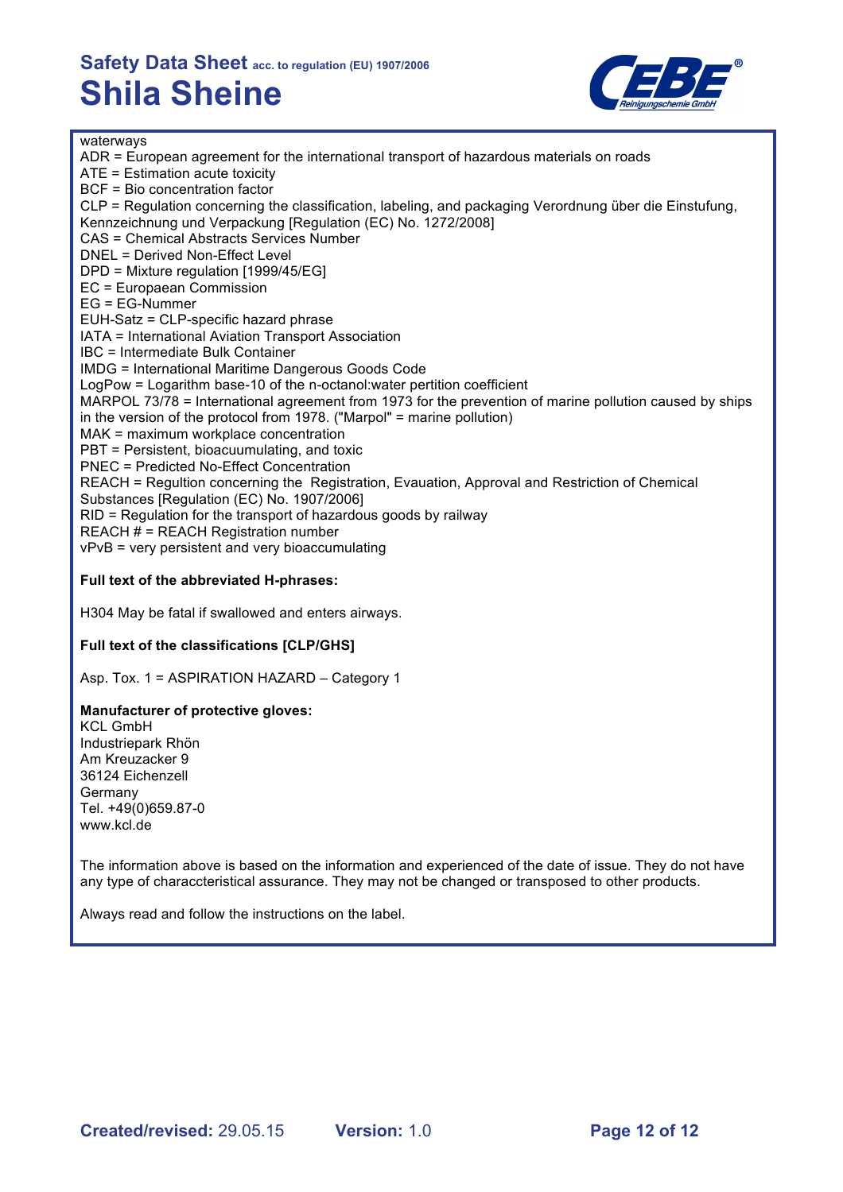waterways
ADR = European agreement for the international transport of hazardous materials on roads
ATE = Estimation acute toxicity
BCF = Bio concentration factor
CLP = Regulation concerning the classification, labeling, and packaging Verordnung über die Einstufung, Kennzeichnung und Verpackung [Regulation (EC) No. 1272/2008]
CAS = Chemical Abstracts Services Number
DNEL = Derived Non-Effect Level
DPD = Mixture regulation [1999/45/EG]
EC = Europaean Commission
EG = EG-Nummer
EUH-Satz = CLP-specific hazard phrase
IATA = International Aviation Transport Association
IBC = Intermediate Bulk Container
IMDG = International Maritime Dangerous Goods Code
LogPow = Logarithm base-10 of the n-octanol:water pertition coefficient
MARPOL 73/78 = International agreement from 1973 for the prevention of marine pollution caused by ships in the version of the protocol from 1978. ("Marpol" = marine pollution)
MAK = maximum workplace concentration
PBT = Persistent, bioacuumulating, and toxic
PNEC = Predicted No-Effect Concentration
REACH = Regultion concerning the Registration, Evauation, Approval and Restriction of Chemical Substances [Regulation (EC) No. 1907/2006]
RID = Regulation for the transport of hazardous goods by railway
REACH # = REACH Registration number
vPvB = very persistent and very bioaccumulating

**Full text of the abbreviated H-phrases:**

H304 May be fatal if swallowed and enters airways.

**Full text of the classifications [CLP/GHS]**

Asp. Tox. 1 = ASPIRATION HAZARD – Category 1

**Manufacturer of protective gloves:**
KCL GmbH
Industriepark Rhön
Am Kreuzacker 9
36124 Eichenzell
Germany
Tel. +49(0)659.87-0
www.kcl.de

The information above is based on the information and experienced of the date of issue. They do not have any type of characcteristical assurance. They may not be changed or transposed to other products.

Always read and follow the instructions on the label.

**Created/revised:** 29.05.15 **Version:** 1.0